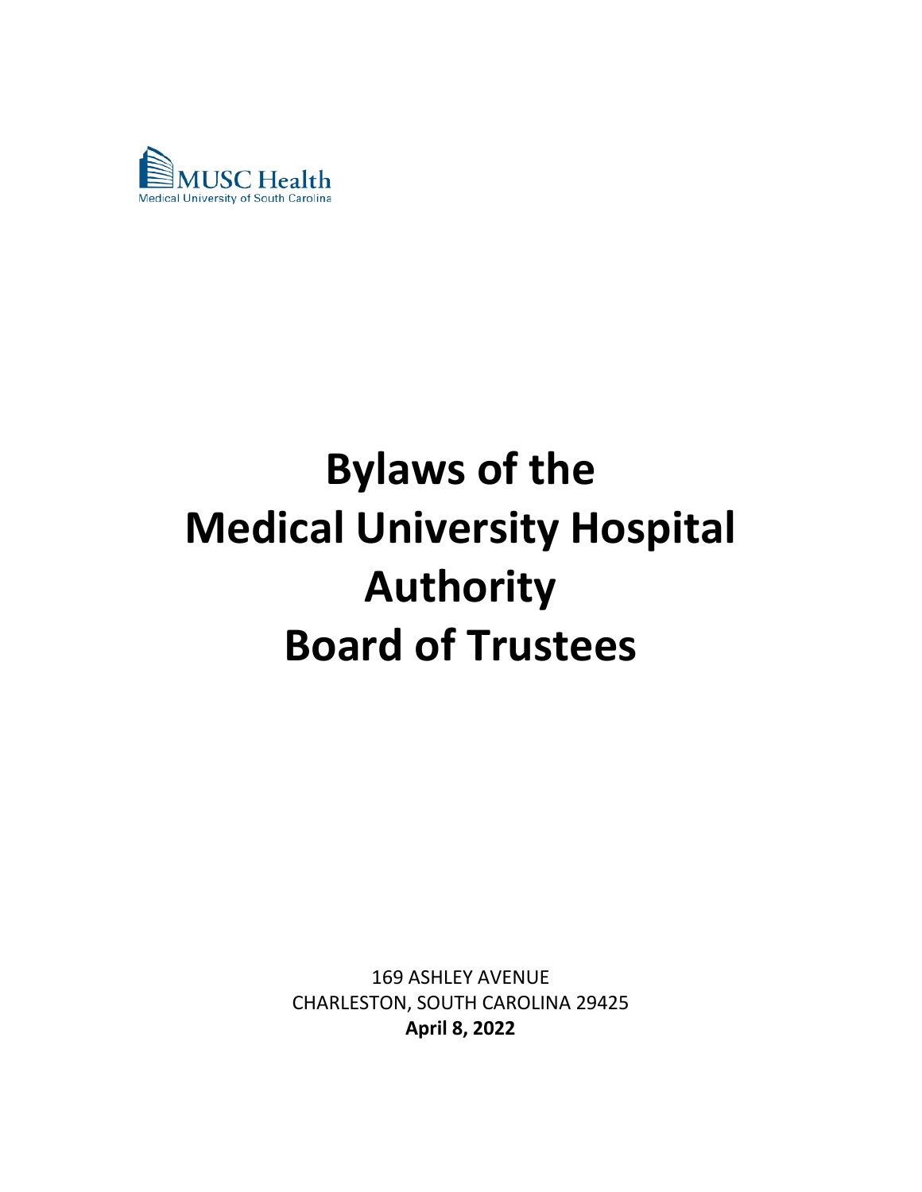MUSC Health
Medical University of South Carolina

# Bylaws of the Medical University Hospital Authority Board of Trustees

169 ASHLEY AVENUE
CHARLESTON, SOUTH CAROLINA 29425
**April 8, 2022**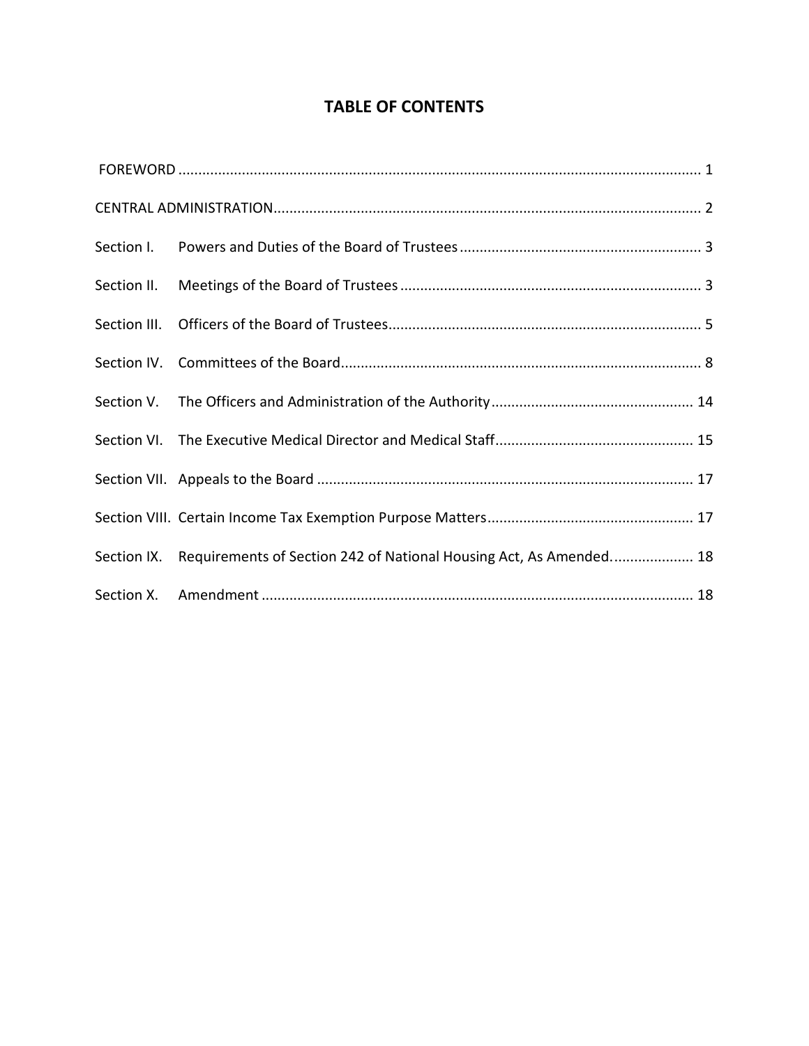# TABLE OF CONTENTS

| | | |
|---|---|---|
| FOREWORD | | 1 |
| CENTRAL ADMINISTRATION | | 2 |
| Section I. | Powers and Duties of the Board of Trustees | 3 |
| Section II. | Meetings of the Board of Trustees | 3 |
| Section III. | Officers of the Board of Trustees | 5 |
| Section IV. | Committees of the Board | 8 |
| Section V. | The Officers and Administration of the Authority | 14 |
| Section VI. | The Executive Medical Director and Medical Staff | 15 |
| Section VII. | Appeals to the Board | 17 |
| Section VIII. | Certain Income Tax Exemption Purpose Matters | 17 |
| Section IX. | Requirements of Section 242 of National Housing Act, As Amended. | 18 |
| Section X. | Amendment | 18 |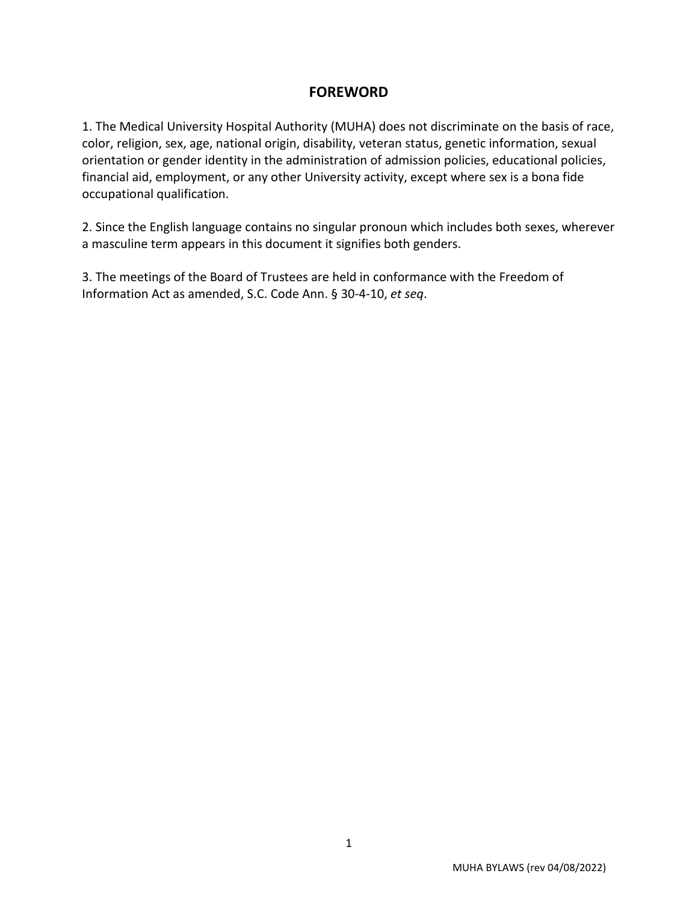## FOREWORD

1. The Medical University Hospital Authority (MUHA) does not discriminate on the basis of race, color, religion, sex, age, national origin, disability, veteran status, genetic information, sexual orientation or gender identity in the administration of admission policies, educational policies, financial aid, employment, or any other University activity, except where sex is a bona fide occupational qualification.

2. Since the English language contains no singular pronoun which includes both sexes, wherever a masculine term appears in this document it signifies both genders.

3. The meetings of the Board of Trustees are held in conformance with the Freedom of Information Act as amended, S.C. Code Ann. § 30-4-10, *et seq*.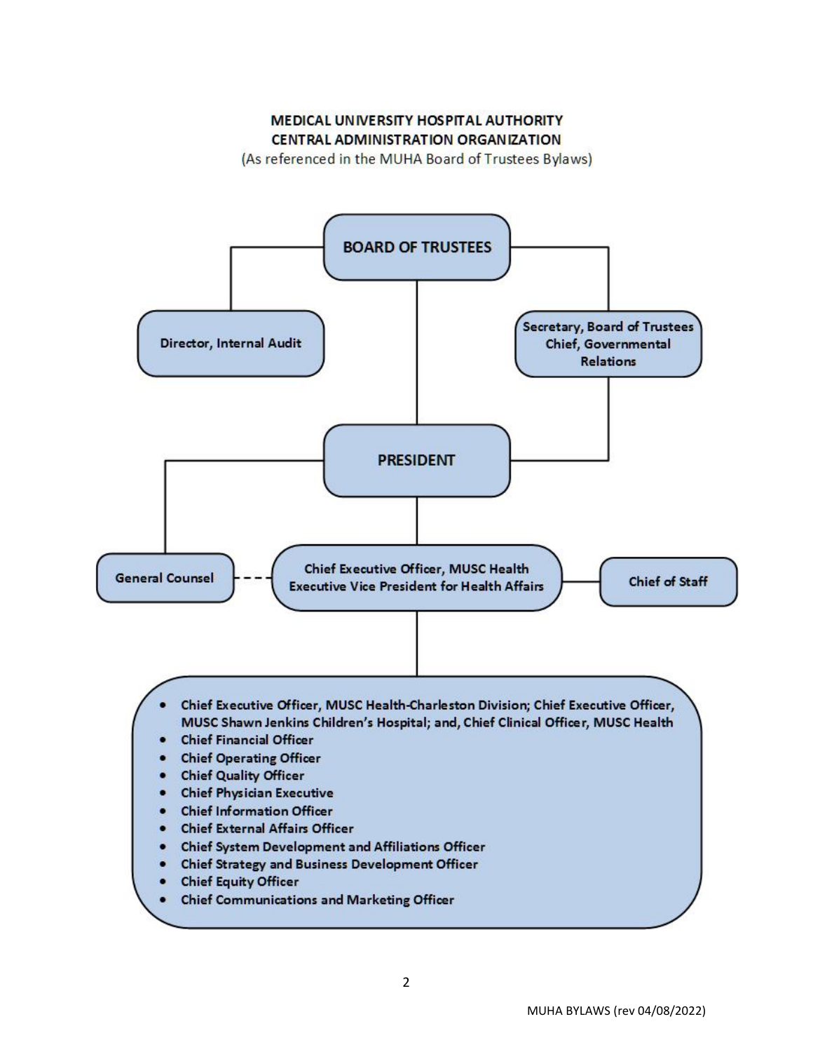# MEDICAL UNIVERSITY HOSPITAL AUTHORITY
# CENTRAL ADMINISTRATION ORGANIZATION

(As referenced in the MUHA Board of Trustees Bylaws)

**BOARD OF TRUSTEES**

**Director, Internal Audit**

**Secretary, Board of Trustees**
**Chief, Governmental Relations**

**PRESIDENT**

**General Counsel**

**Chief Executive Officer, MUSC Health**
**Executive Vice President for Health Affairs**

**Chief of Staff**

- **Chief Executive Officer, MUSC Health-Charleston Division; Chief Executive Officer, MUSC Shawn Jenkins Children's Hospital; and, Chief Clinical Officer, MUSC Health**
- **Chief Financial Officer**
- **Chief Operating Officer**
- **Chief Quality Officer**
- **Chief Physician Executive**
- **Chief Information Officer**
- **Chief External Affairs Officer**
- **Chief System Development and Affiliations Officer**
- **Chief Strategy and Business Development Officer**
- **Chief Equity Officer**
- **Chief Communications and Marketing Officer**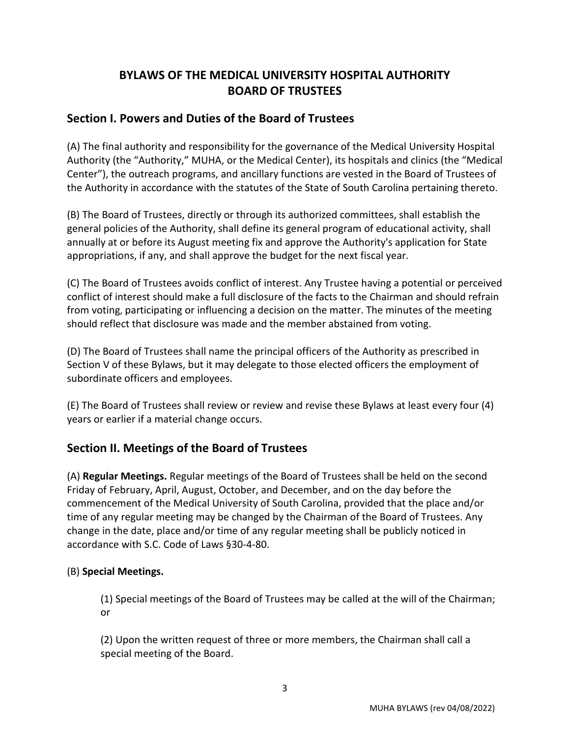# BYLAWS OF THE MEDICAL UNIVERSITY HOSPITAL AUTHORITY BOARD OF TRUSTEES

## Section I. Powers and Duties of the Board of Trustees

(A) The final authority and responsibility for the governance of the Medical University Hospital Authority (the "Authority," MUHA, or the Medical Center), its hospitals and clinics (the "Medical Center"), the outreach programs, and ancillary functions are vested in the Board of Trustees of the Authority in accordance with the statutes of the State of South Carolina pertaining thereto.

(B) The Board of Trustees, directly or through its authorized committees, shall establish the general policies of the Authority, shall define its general program of educational activity, shall annually at or before its August meeting fix and approve the Authority's application for State appropriations, if any, and shall approve the budget for the next fiscal year.

(C) The Board of Trustees avoids conflict of interest. Any Trustee having a potential or perceived conflict of interest should make a full disclosure of the facts to the Chairman and should refrain from voting, participating or influencing a decision on the matter. The minutes of the meeting should reflect that disclosure was made and the member abstained from voting.

(D) The Board of Trustees shall name the principal officers of the Authority as prescribed in Section V of these Bylaws, but it may delegate to those elected officers the employment of subordinate officers and employees.

(E) The Board of Trustees shall review or review and revise these Bylaws at least every four (4) years or earlier if a material change occurs.

## Section II. Meetings of the Board of Trustees

(A) **Regular Meetings.** Regular meetings of the Board of Trustees shall be held on the second Friday of February, April, August, October, and December, and on the day before the commencement of the Medical University of South Carolina, provided that the place and/or time of any regular meeting may be changed by the Chairman of the Board of Trustees. Any change in the date, place and/or time of any regular meeting shall be publicly noticed in accordance with S.C. Code of Laws §30-4-80.

(B) **Special Meetings.**

(1) Special meetings of the Board of Trustees may be called at the will of the Chairman; or

(2) Upon the written request of three or more members, the Chairman shall call a special meeting of the Board.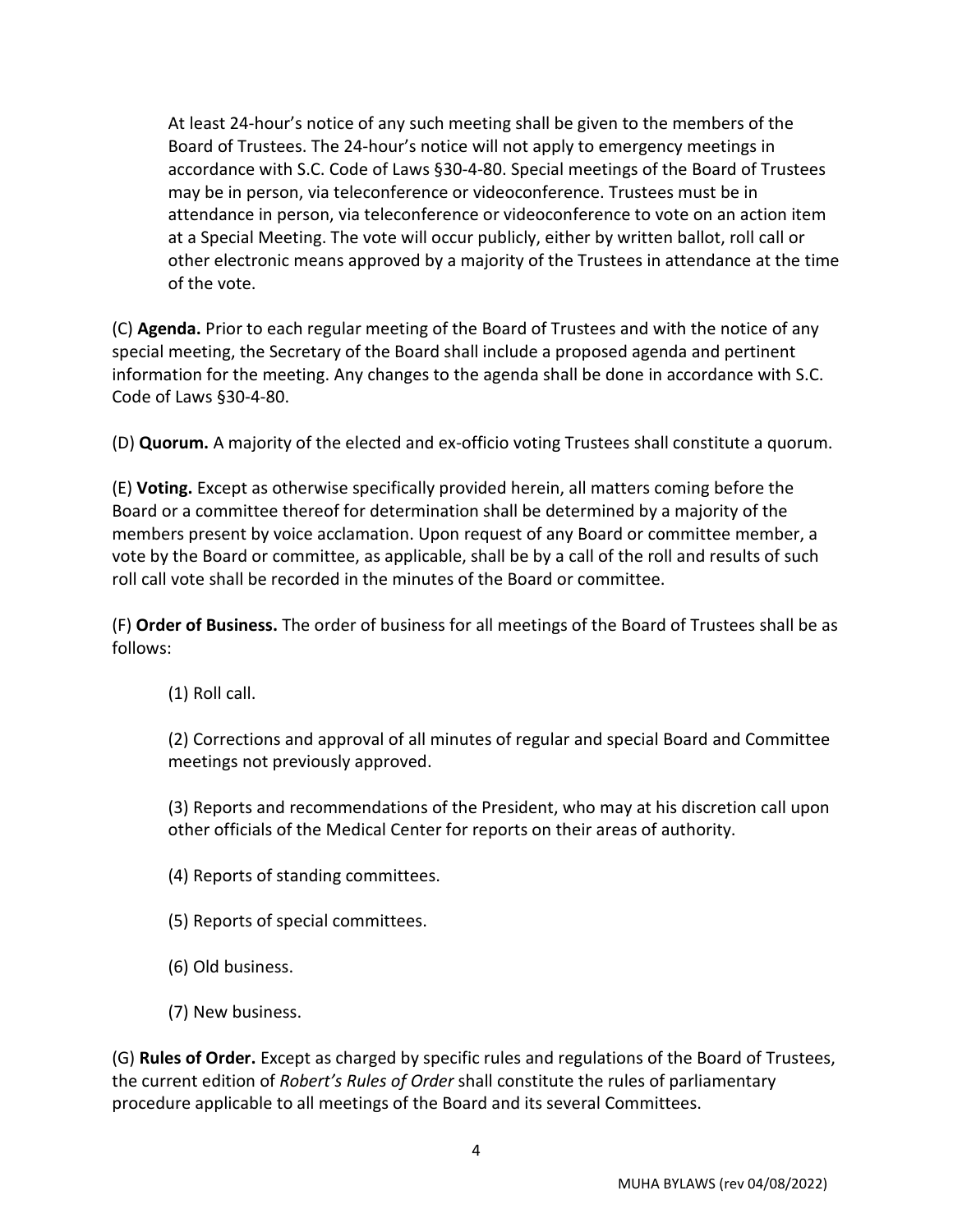At least 24-hour's notice of any such meeting shall be given to the members of the Board of Trustees. The 24-hour's notice will not apply to emergency meetings in accordance with S.C. Code of Laws §30-4-80. Special meetings of the Board of Trustees may be in person, via teleconference or videoconference. Trustees must be in attendance in person, via teleconference or videoconference to vote on an action item at a Special Meeting. The vote will occur publicly, either by written ballot, roll call or other electronic means approved by a majority of the Trustees in attendance at the time of the vote.

(C) **Agenda.** Prior to each regular meeting of the Board of Trustees and with the notice of any special meeting, the Secretary of the Board shall include a proposed agenda and pertinent information for the meeting. Any changes to the agenda shall be done in accordance with S.C. Code of Laws §30-4-80.

(D) **Quorum.** A majority of the elected and ex-officio voting Trustees shall constitute a quorum.

(E) **Voting.** Except as otherwise specifically provided herein, all matters coming before the Board or a committee thereof for determination shall be determined by a majority of the members present by voice acclamation. Upon request of any Board or committee member, a vote by the Board or committee, as applicable, shall be by a call of the roll and results of such roll call vote shall be recorded in the minutes of the Board or committee.

(F) **Order of Business.** The order of business for all meetings of the Board of Trustees shall be as follows:

(1) Roll call.

(2) Corrections and approval of all minutes of regular and special Board and Committee meetings not previously approved.

(3) Reports and recommendations of the President, who may at his discretion call upon other officials of the Medical Center for reports on their areas of authority.

(4) Reports of standing committees.

(5) Reports of special committees.

(6) Old business.

(7) New business.

(G) **Rules of Order.** Except as charged by specific rules and regulations of the Board of Trustees, the current edition of *Robert's Rules of Order* shall constitute the rules of parliamentary procedure applicable to all meetings of the Board and its several Committees.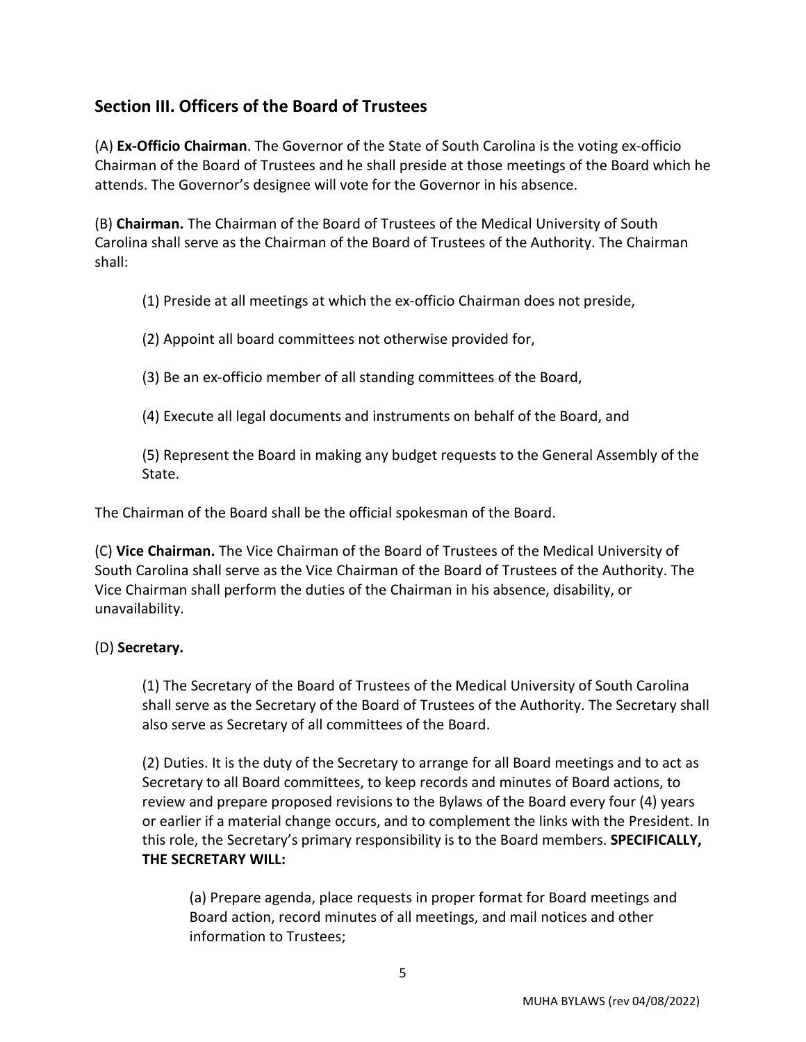## Section III. Officers of the Board of Trustees

(A) **Ex-Officio Chairman**. The Governor of the State of South Carolina is the voting ex-officio Chairman of the Board of Trustees and he shall preside at those meetings of the Board which he attends. The Governor's designee will vote for the Governor in his absence.

(B) **Chairman.** The Chairman of the Board of Trustees of the Medical University of South Carolina shall serve as the Chairman of the Board of Trustees of the Authority. The Chairman shall:

> (1) Preside at all meetings at which the ex-officio Chairman does not preside,
>
> (2) Appoint all board committees not otherwise provided for,
>
> (3) Be an ex-officio member of all standing committees of the Board,
>
> (4) Execute all legal documents and instruments on behalf of the Board, and
>
> (5) Represent the Board in making any budget requests to the General Assembly of the State.

The Chairman of the Board shall be the official spokesman of the Board.

(C) **Vice Chairman.** The Vice Chairman of the Board of Trustees of the Medical University of South Carolina shall serve as the Vice Chairman of the Board of Trustees of the Authority. The Vice Chairman shall perform the duties of the Chairman in his absence, disability, or unavailability.

(D) **Secretary.**

> (1) The Secretary of the Board of Trustees of the Medical University of South Carolina shall serve as the Secretary of the Board of Trustees of the Authority. The Secretary shall also serve as Secretary of all committees of the Board.
>
> (2) Duties. It is the duty of the Secretary to arrange for all Board meetings and to act as Secretary to all Board committees, to keep records and minutes of Board actions, to review and prepare proposed revisions to the Bylaws of the Board every four (4) years or earlier if a material change occurs, and to complement the links with the President. In this role, the Secretary's primary responsibility is to the Board members. **SPECIFICALLY, THE SECRETARY WILL:**
>
> > (a) Prepare agenda, place requests in proper format for Board meetings and Board action, record minutes of all meetings, and mail notices and other information to Trustees;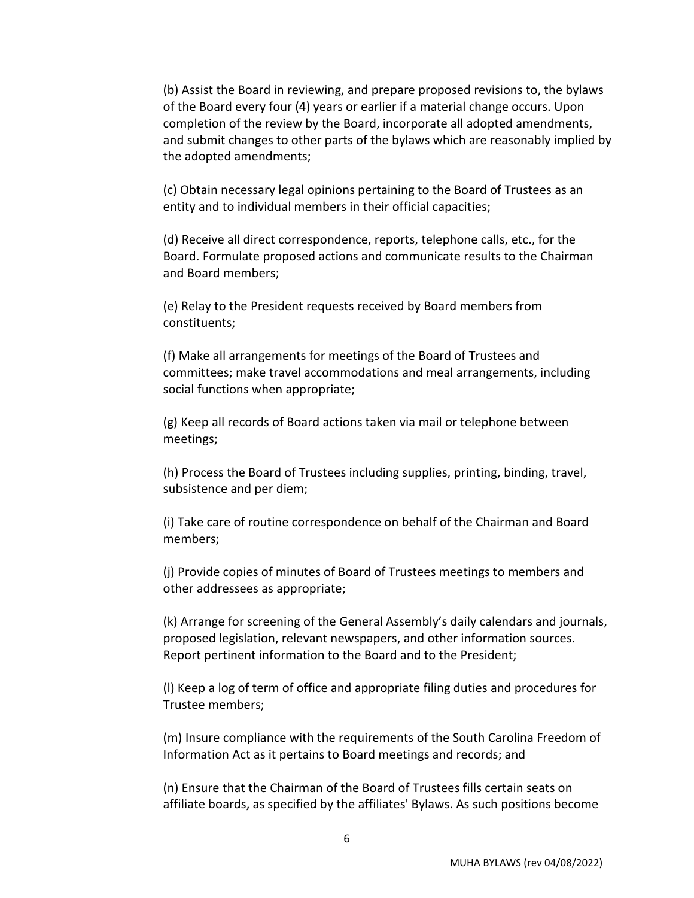(b) Assist the Board in reviewing, and prepare proposed revisions to, the bylaws of the Board every four (4) years or earlier if a material change occurs. Upon completion of the review by the Board, incorporate all adopted amendments, and submit changes to other parts of the bylaws which are reasonably implied by the adopted amendments;

(c) Obtain necessary legal opinions pertaining to the Board of Trustees as an entity and to individual members in their official capacities;

(d) Receive all direct correspondence, reports, telephone calls, etc., for the Board. Formulate proposed actions and communicate results to the Chairman and Board members;

(e) Relay to the President requests received by Board members from constituents;

(f) Make all arrangements for meetings of the Board of Trustees and committees; make travel accommodations and meal arrangements, including social functions when appropriate;

(g) Keep all records of Board actions taken via mail or telephone between meetings;

(h) Process the Board of Trustees including supplies, printing, binding, travel, subsistence and per diem;

(i) Take care of routine correspondence on behalf of the Chairman and Board members;

(j) Provide copies of minutes of Board of Trustees meetings to members and other addressees as appropriate;

(k) Arrange for screening of the General Assembly's daily calendars and journals, proposed legislation, relevant newspapers, and other information sources. Report pertinent information to the Board and to the President;

(l) Keep a log of term of office and appropriate filing duties and procedures for Trustee members;

(m) Insure compliance with the requirements of the South Carolina Freedom of Information Act as it pertains to Board meetings and records; and

(n) Ensure that the Chairman of the Board of Trustees fills certain seats on affiliate boards, as specified by the affiliates' Bylaws. As such positions become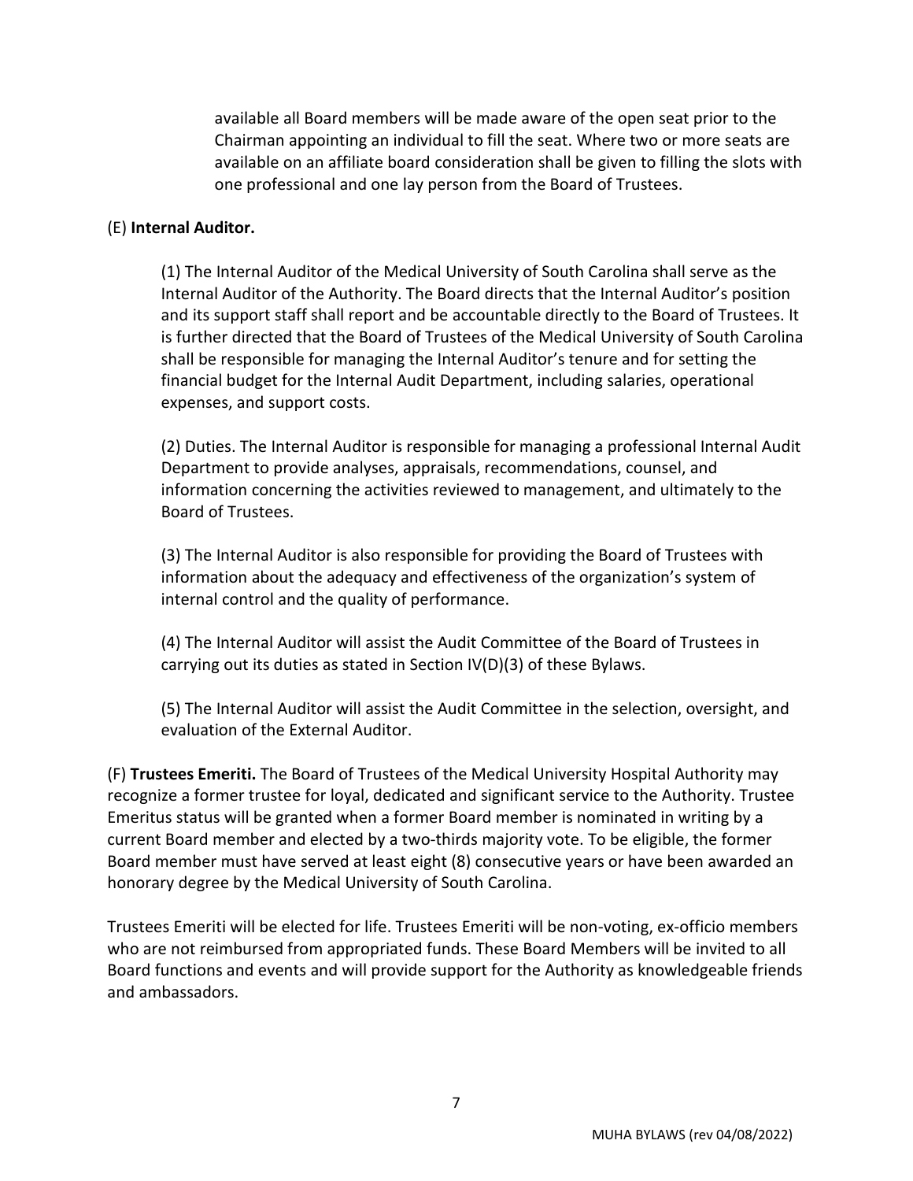available all Board members will be made aware of the open seat prior to the Chairman appointing an individual to fill the seat. Where two or more seats are available on an affiliate board consideration shall be given to filling the slots with one professional and one lay person from the Board of Trustees.

(E) **Internal Auditor.**

(1) The Internal Auditor of the Medical University of South Carolina shall serve as the Internal Auditor of the Authority. The Board directs that the Internal Auditor's position and its support staff shall report and be accountable directly to the Board of Trustees. It is further directed that the Board of Trustees of the Medical University of South Carolina shall be responsible for managing the Internal Auditor's tenure and for setting the financial budget for the Internal Audit Department, including salaries, operational expenses, and support costs.

(2) Duties. The Internal Auditor is responsible for managing a professional Internal Audit Department to provide analyses, appraisals, recommendations, counsel, and information concerning the activities reviewed to management, and ultimately to the Board of Trustees.

(3) The Internal Auditor is also responsible for providing the Board of Trustees with information about the adequacy and effectiveness of the organization's system of internal control and the quality of performance.

(4) The Internal Auditor will assist the Audit Committee of the Board of Trustees in carrying out its duties as stated in Section IV(D)(3) of these Bylaws.

(5) The Internal Auditor will assist the Audit Committee in the selection, oversight, and evaluation of the External Auditor.

(F) **Trustees Emeriti.** The Board of Trustees of the Medical University Hospital Authority may recognize a former trustee for loyal, dedicated and significant service to the Authority. Trustee Emeritus status will be granted when a former Board member is nominated in writing by a current Board member and elected by a two-thirds majority vote. To be eligible, the former Board member must have served at least eight (8) consecutive years or have been awarded an honorary degree by the Medical University of South Carolina.

Trustees Emeriti will be elected for life. Trustees Emeriti will be non-voting, ex-officio members who are not reimbursed from appropriated funds. These Board Members will be invited to all Board functions and events and will provide support for the Authority as knowledgeable friends and ambassadors.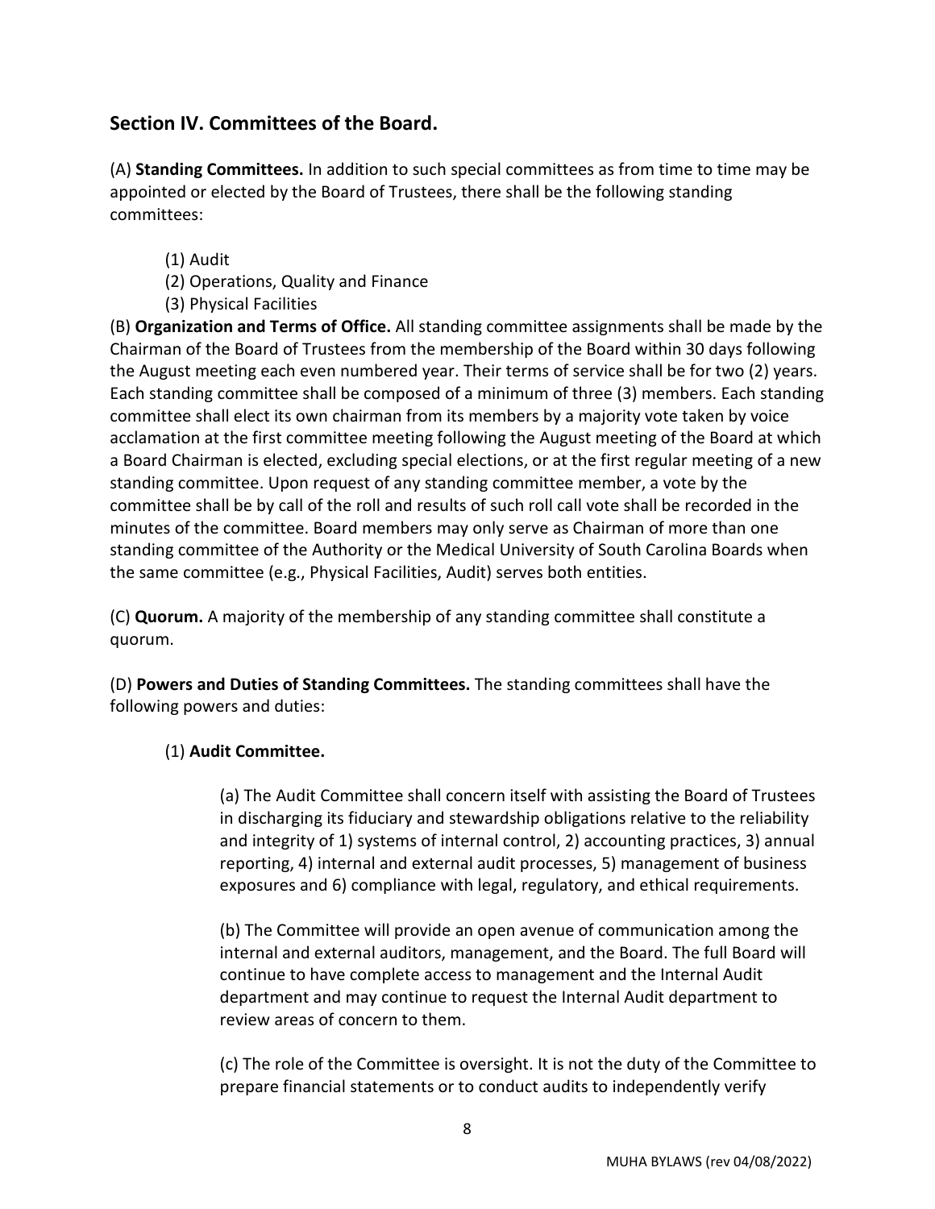## Section IV. Committees of the Board.

(A) **Standing Committees.** In addition to such special committees as from time to time may be appointed or elected by the Board of Trustees, there shall be the following standing committees:

(1) Audit
(2) Operations, Quality and Finance
(3) Physical Facilities

(B) **Organization and Terms of Office.** All standing committee assignments shall be made by the Chairman of the Board of Trustees from the membership of the Board within 30 days following the August meeting each even numbered year. Their terms of service shall be for two (2) years. Each standing committee shall be composed of a minimum of three (3) members. Each standing committee shall elect its own chairman from its members by a majority vote taken by voice acclamation at the first committee meeting following the August meeting of the Board at which a Board Chairman is elected, excluding special elections, or at the first regular meeting of a new standing committee. Upon request of any standing committee member, a vote by the committee shall be by call of the roll and results of such roll call vote shall be recorded in the minutes of the committee. Board members may only serve as Chairman of more than one standing committee of the Authority or the Medical University of South Carolina Boards when the same committee (e.g., Physical Facilities, Audit) serves both entities.

(C) **Quorum.** A majority of the membership of any standing committee shall constitute a quorum.

(D) **Powers and Duties of Standing Committees.** The standing committees shall have the following powers and duties:

(1) **Audit Committee.**

(a) The Audit Committee shall concern itself with assisting the Board of Trustees in discharging its fiduciary and stewardship obligations relative to the reliability and integrity of 1) systems of internal control, 2) accounting practices, 3) annual reporting, 4) internal and external audit processes, 5) management of business exposures and 6) compliance with legal, regulatory, and ethical requirements.

(b) The Committee will provide an open avenue of communication among the internal and external auditors, management, and the Board. The full Board will continue to have complete access to management and the Internal Audit department and may continue to request the Internal Audit department to review areas of concern to them.

(c) The role of the Committee is oversight. It is not the duty of the Committee to prepare financial statements or to conduct audits to independently verify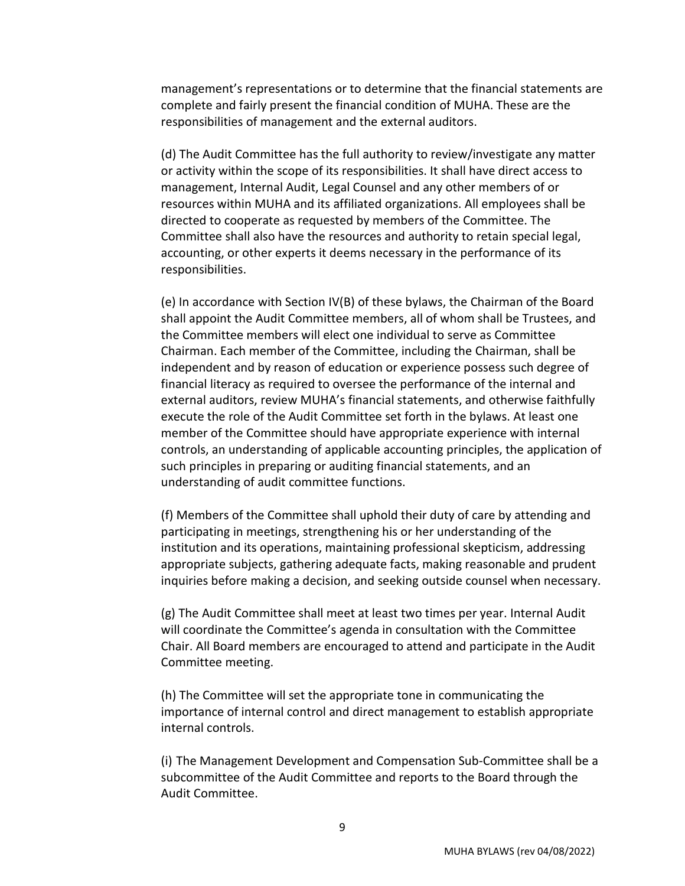management's representations or to determine that the financial statements are complete and fairly present the financial condition of MUHA. These are the responsibilities of management and the external auditors.

(d) The Audit Committee has the full authority to review/investigate any matter or activity within the scope of its responsibilities. It shall have direct access to management, Internal Audit, Legal Counsel and any other members of or resources within MUHA and its affiliated organizations. All employees shall be directed to cooperate as requested by members of the Committee. The Committee shall also have the resources and authority to retain special legal, accounting, or other experts it deems necessary in the performance of its responsibilities.

(e) In accordance with Section IV(B) of these bylaws, the Chairman of the Board shall appoint the Audit Committee members, all of whom shall be Trustees, and the Committee members will elect one individual to serve as Committee Chairman. Each member of the Committee, including the Chairman, shall be independent and by reason of education or experience possess such degree of financial literacy as required to oversee the performance of the internal and external auditors, review MUHA's financial statements, and otherwise faithfully execute the role of the Audit Committee set forth in the bylaws. At least one member of the Committee should have appropriate experience with internal controls, an understanding of applicable accounting principles, the application of such principles in preparing or auditing financial statements, and an understanding of audit committee functions.

(f) Members of the Committee shall uphold their duty of care by attending and participating in meetings, strengthening his or her understanding of the institution and its operations, maintaining professional skepticism, addressing appropriate subjects, gathering adequate facts, making reasonable and prudent inquiries before making a decision, and seeking outside counsel when necessary.

(g) The Audit Committee shall meet at least two times per year. Internal Audit will coordinate the Committee's agenda in consultation with the Committee Chair. All Board members are encouraged to attend and participate in the Audit Committee meeting.

(h) The Committee will set the appropriate tone in communicating the importance of internal control and direct management to establish appropriate internal controls.

(i) The Management Development and Compensation Sub-Committee shall be a subcommittee of the Audit Committee and reports to the Board through the Audit Committee.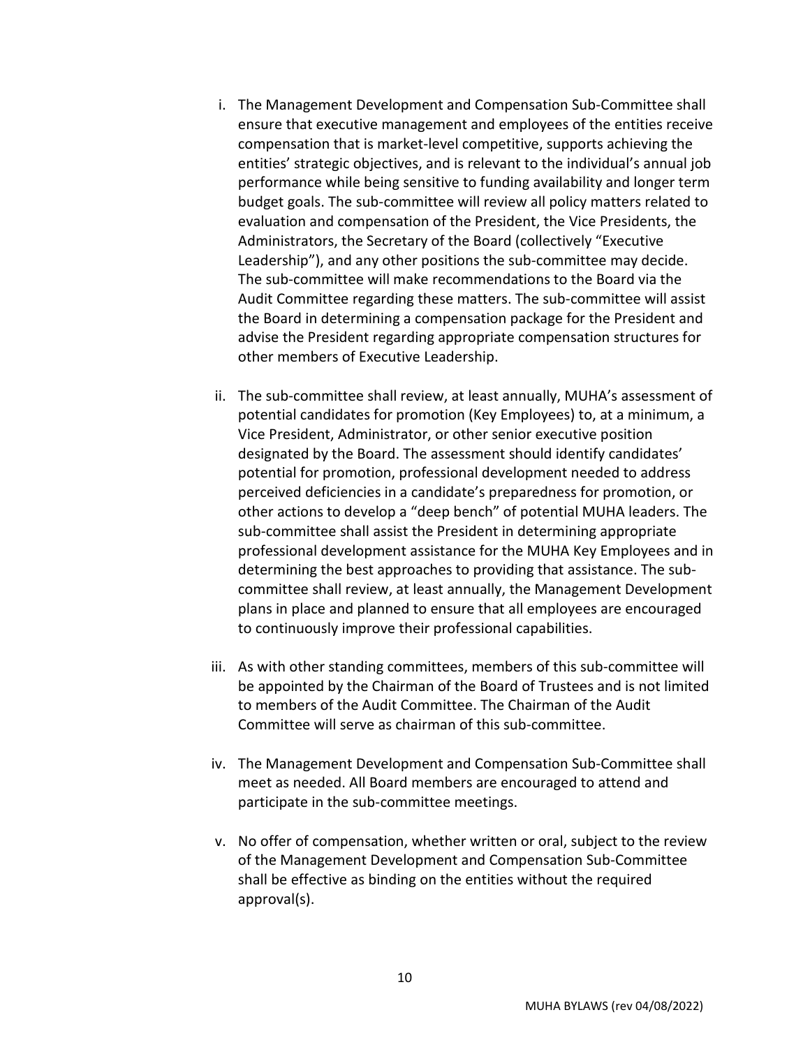i. The Management Development and Compensation Sub-Committee shall ensure that executive management and employees of the entities receive compensation that is market-level competitive, supports achieving the entities' strategic objectives, and is relevant to the individual's annual job performance while being sensitive to funding availability and longer term budget goals. The sub-committee will review all policy matters related to evaluation and compensation of the President, the Vice Presidents, the Administrators, the Secretary of the Board (collectively "Executive Leadership"), and any other positions the sub-committee may decide. The sub-committee will make recommendations to the Board via the Audit Committee regarding these matters. The sub-committee will assist the Board in determining a compensation package for the President and advise the President regarding appropriate compensation structures for other members of Executive Leadership.

ii. The sub-committee shall review, at least annually, MUHA's assessment of potential candidates for promotion (Key Employees) to, at a minimum, a Vice President, Administrator, or other senior executive position designated by the Board. The assessment should identify candidates' potential for promotion, professional development needed to address perceived deficiencies in a candidate's preparedness for promotion, or other actions to develop a "deep bench" of potential MUHA leaders. The sub-committee shall assist the President in determining appropriate professional development assistance for the MUHA Key Employees and in determining the best approaches to providing that assistance. The sub-committee shall review, at least annually, the Management Development plans in place and planned to ensure that all employees are encouraged to continuously improve their professional capabilities.

iii. As with other standing committees, members of this sub-committee will be appointed by the Chairman of the Board of Trustees and is not limited to members of the Audit Committee. The Chairman of the Audit Committee will serve as chairman of this sub-committee.

iv. The Management Development and Compensation Sub-Committee shall meet as needed. All Board members are encouraged to attend and participate in the sub-committee meetings.

v. No offer of compensation, whether written or oral, subject to the review of the Management Development and Compensation Sub-Committee shall be effective as binding on the entities without the required approval(s).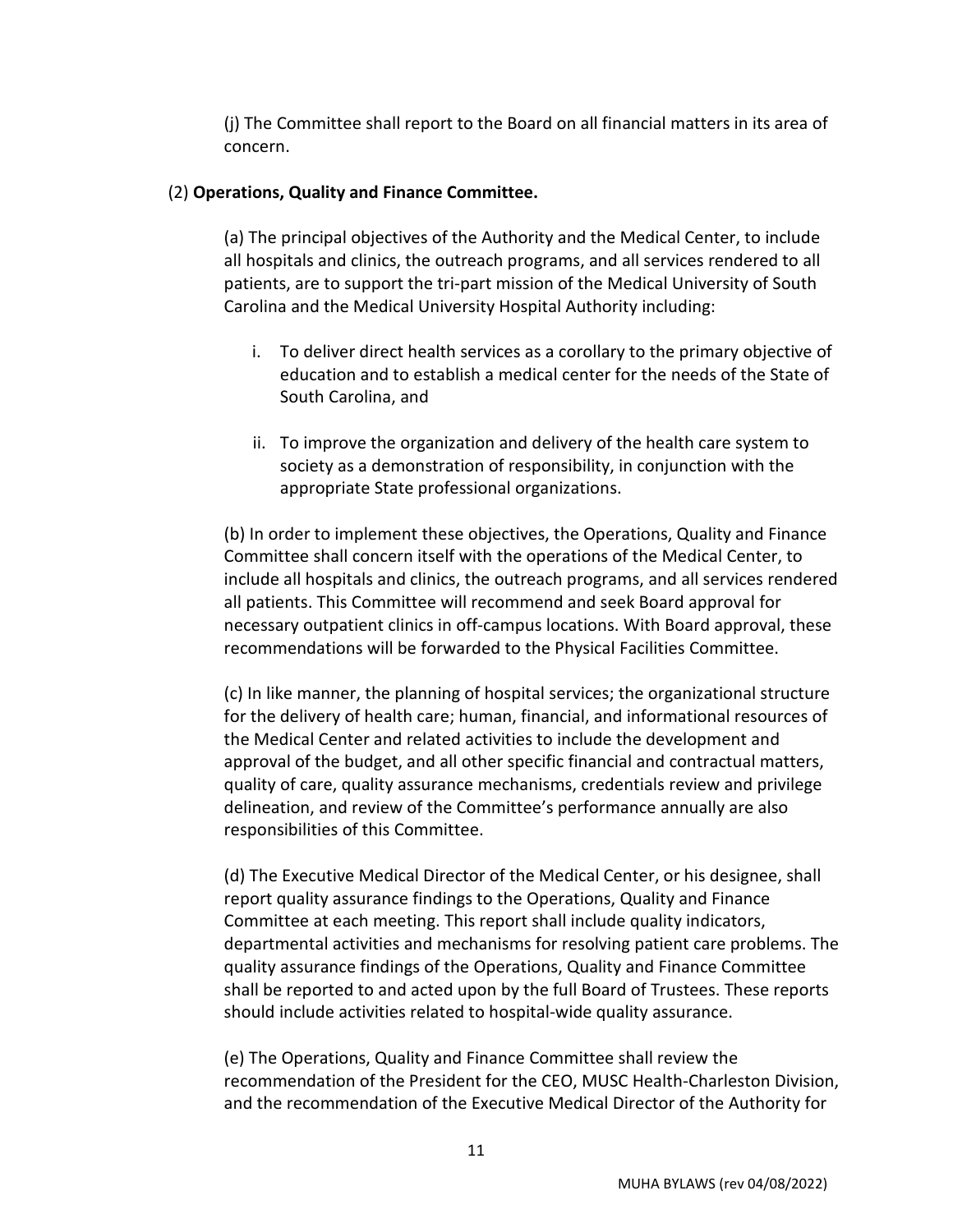(j) The Committee shall report to the Board on all financial matters in its area of concern.

(2) **Operations, Quality and Finance Committee.**

(a) The principal objectives of the Authority and the Medical Center, to include all hospitals and clinics, the outreach programs, and all services rendered to all patients, are to support the tri-part mission of the Medical University of South Carolina and the Medical University Hospital Authority including:

i. To deliver direct health services as a corollary to the primary objective of education and to establish a medical center for the needs of the State of South Carolina, and

ii. To improve the organization and delivery of the health care system to society as a demonstration of responsibility, in conjunction with the appropriate State professional organizations.

(b) In order to implement these objectives, the Operations, Quality and Finance Committee shall concern itself with the operations of the Medical Center, to include all hospitals and clinics, the outreach programs, and all services rendered all patients. This Committee will recommend and seek Board approval for necessary outpatient clinics in off-campus locations. With Board approval, these recommendations will be forwarded to the Physical Facilities Committee.

(c) In like manner, the planning of hospital services; the organizational structure for the delivery of health care; human, financial, and informational resources of the Medical Center and related activities to include the development and approval of the budget, and all other specific financial and contractual matters, quality of care, quality assurance mechanisms, credentials review and privilege delineation, and review of the Committee's performance annually are also responsibilities of this Committee.

(d) The Executive Medical Director of the Medical Center, or his designee, shall report quality assurance findings to the Operations, Quality and Finance Committee at each meeting. This report shall include quality indicators, departmental activities and mechanisms for resolving patient care problems. The quality assurance findings of the Operations, Quality and Finance Committee shall be reported to and acted upon by the full Board of Trustees. These reports should include activities related to hospital-wide quality assurance.

(e) The Operations, Quality and Finance Committee shall review the recommendation of the President for the CEO, MUSC Health-Charleston Division, and the recommendation of the Executive Medical Director of the Authority for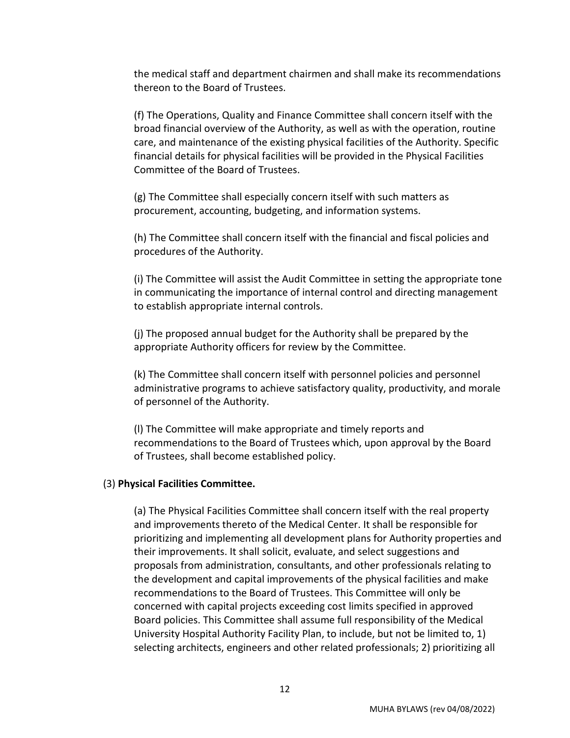the medical staff and department chairmen and shall make its recommendations thereon to the Board of Trustees.

(f) The Operations, Quality and Finance Committee shall concern itself with the broad financial overview of the Authority, as well as with the operation, routine care, and maintenance of the existing physical facilities of the Authority. Specific financial details for physical facilities will be provided in the Physical Facilities Committee of the Board of Trustees.

(g) The Committee shall especially concern itself with such matters as procurement, accounting, budgeting, and information systems.

(h) The Committee shall concern itself with the financial and fiscal policies and procedures of the Authority.

(i) The Committee will assist the Audit Committee in setting the appropriate tone in communicating the importance of internal control and directing management to establish appropriate internal controls.

(j) The proposed annual budget for the Authority shall be prepared by the appropriate Authority officers for review by the Committee.

(k) The Committee shall concern itself with personnel policies and personnel administrative programs to achieve satisfactory quality, productivity, and morale of personnel of the Authority.

(l) The Committee will make appropriate and timely reports and recommendations to the Board of Trustees which, upon approval by the Board of Trustees, shall become established policy.

(3) **Physical Facilities Committee.**

(a) The Physical Facilities Committee shall concern itself with the real property and improvements thereto of the Medical Center. It shall be responsible for prioritizing and implementing all development plans for Authority properties and their improvements. It shall solicit, evaluate, and select suggestions and proposals from administration, consultants, and other professionals relating to the development and capital improvements of the physical facilities and make recommendations to the Board of Trustees. This Committee will only be concerned with capital projects exceeding cost limits specified in approved Board policies. This Committee shall assume full responsibility of the Medical University Hospital Authority Facility Plan, to include, but not be limited to, 1) selecting architects, engineers and other related professionals; 2) prioritizing all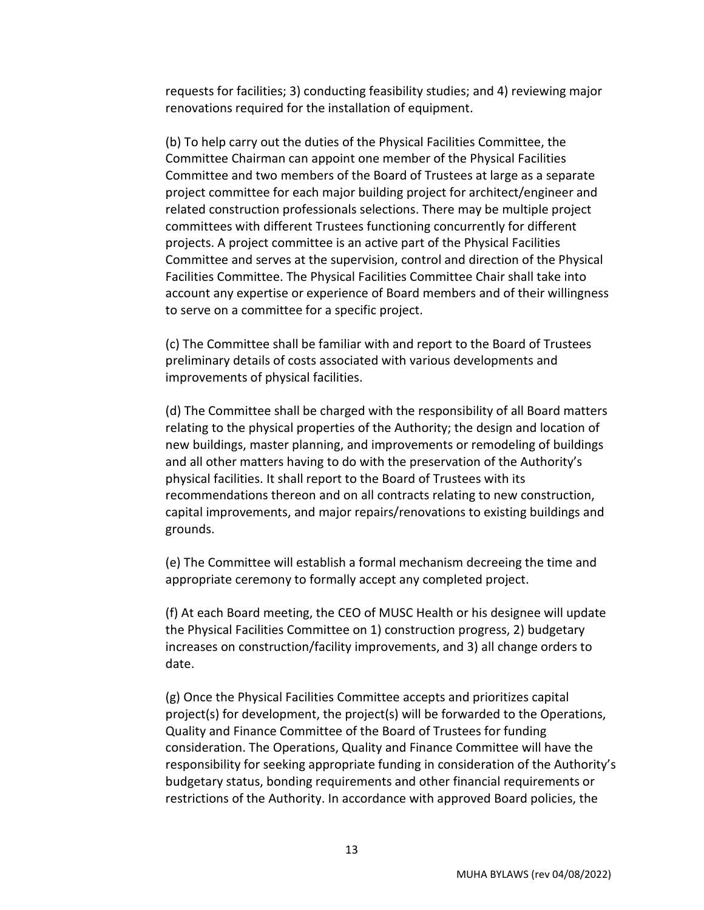requests for facilities; 3) conducting feasibility studies; and 4) reviewing major renovations required for the installation of equipment.

(b) To help carry out the duties of the Physical Facilities Committee, the Committee Chairman can appoint one member of the Physical Facilities Committee and two members of the Board of Trustees at large as a separate project committee for each major building project for architect/engineer and related construction professionals selections. There may be multiple project committees with different Trustees functioning concurrently for different projects. A project committee is an active part of the Physical Facilities Committee and serves at the supervision, control and direction of the Physical Facilities Committee. The Physical Facilities Committee Chair shall take into account any expertise or experience of Board members and of their willingness to serve on a committee for a specific project.

(c) The Committee shall be familiar with and report to the Board of Trustees preliminary details of costs associated with various developments and improvements of physical facilities.

(d) The Committee shall be charged with the responsibility of all Board matters relating to the physical properties of the Authority; the design and location of new buildings, master planning, and improvements or remodeling of buildings and all other matters having to do with the preservation of the Authority's physical facilities. It shall report to the Board of Trustees with its recommendations thereon and on all contracts relating to new construction, capital improvements, and major repairs/renovations to existing buildings and grounds.

(e) The Committee will establish a formal mechanism decreeing the time and appropriate ceremony to formally accept any completed project.

(f) At each Board meeting, the CEO of MUSC Health or his designee will update the Physical Facilities Committee on 1) construction progress, 2) budgetary increases on construction/facility improvements, and 3) all change orders to date.

(g) Once the Physical Facilities Committee accepts and prioritizes capital project(s) for development, the project(s) will be forwarded to the Operations, Quality and Finance Committee of the Board of Trustees for funding consideration. The Operations, Quality and Finance Committee will have the responsibility for seeking appropriate funding in consideration of the Authority's budgetary status, bonding requirements and other financial requirements or restrictions of the Authority. In accordance with approved Board policies, the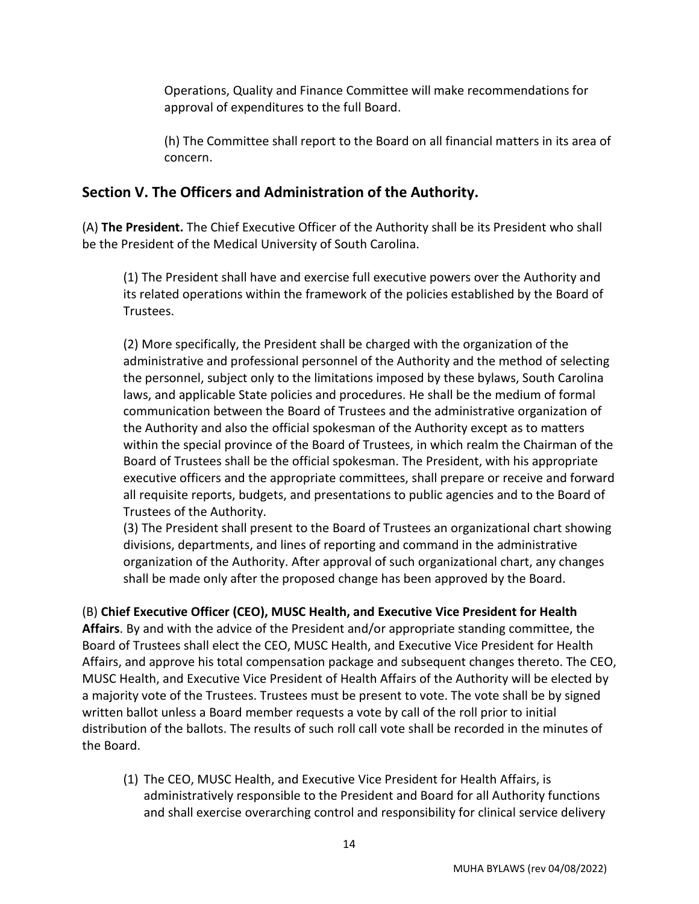Operations, Quality and Finance Committee will make recommendations for approval of expenditures to the full Board.

(h) The Committee shall report to the Board on all financial matters in its area of concern.

## Section V. The Officers and Administration of the Authority.

(A) **The President.** The Chief Executive Officer of the Authority shall be its President who shall be the President of the Medical University of South Carolina.

(1) The President shall have and exercise full executive powers over the Authority and its related operations within the framework of the policies established by the Board of Trustees.

(2) More specifically, the President shall be charged with the organization of the administrative and professional personnel of the Authority and the method of selecting the personnel, subject only to the limitations imposed by these bylaws, South Carolina laws, and applicable State policies and procedures. He shall be the medium of formal communication between the Board of Trustees and the administrative organization of the Authority and also the official spokesman of the Authority except as to matters within the special province of the Board of Trustees, in which realm the Chairman of the Board of Trustees shall be the official spokesman. The President, with his appropriate executive officers and the appropriate committees, shall prepare or receive and forward all requisite reports, budgets, and presentations to public agencies and to the Board of Trustees of the Authority.

(3) The President shall present to the Board of Trustees an organizational chart showing divisions, departments, and lines of reporting and command in the administrative organization of the Authority. After approval of such organizational chart, any changes shall be made only after the proposed change has been approved by the Board.

(B) **Chief Executive Officer (CEO), MUSC Health, and Executive Vice President for Health Affairs**. By and with the advice of the President and/or appropriate standing committee, the Board of Trustees shall elect the CEO, MUSC Health, and Executive Vice President for Health Affairs, and approve his total compensation package and subsequent changes thereto. The CEO, MUSC Health, and Executive Vice President of Health Affairs of the Authority will be elected by a majority vote of the Trustees. Trustees must be present to vote. The vote shall be by signed written ballot unless a Board member requests a vote by call of the roll prior to initial distribution of the ballots. The results of such roll call vote shall be recorded in the minutes of the Board.

(1) The CEO, MUSC Health, and Executive Vice President for Health Affairs, is administratively responsible to the President and Board for all Authority functions and shall exercise overarching control and responsibility for clinical service delivery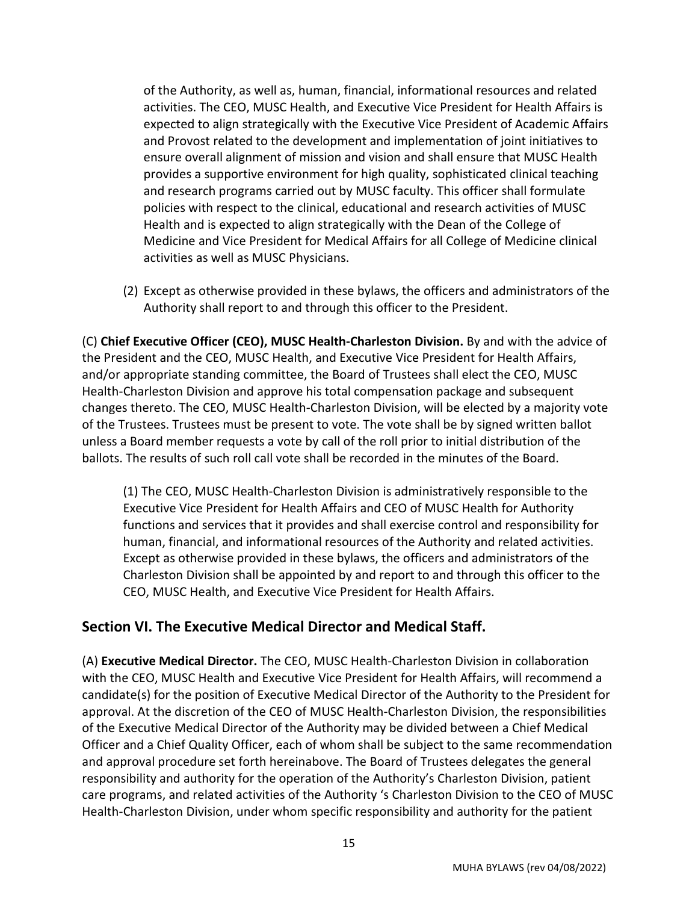of the Authority, as well as, human, financial, informational resources and related activities. The CEO, MUSC Health, and Executive Vice President for Health Affairs is expected to align strategically with the Executive Vice President of Academic Affairs and Provost related to the development and implementation of joint initiatives to ensure overall alignment of mission and vision and shall ensure that MUSC Health provides a supportive environment for high quality, sophisticated clinical teaching and research programs carried out by MUSC faculty. This officer shall formulate policies with respect to the clinical, educational and research activities of MUSC Health and is expected to align strategically with the Dean of the College of Medicine and Vice President for Medical Affairs for all College of Medicine clinical activities as well as MUSC Physicians.

(2) Except as otherwise provided in these bylaws, the officers and administrators of the Authority shall report to and through this officer to the President.

(C) **Chief Executive Officer (CEO), MUSC Health-Charleston Division.** By and with the advice of the President and the CEO, MUSC Health, and Executive Vice President for Health Affairs, and/or appropriate standing committee, the Board of Trustees shall elect the CEO, MUSC Health-Charleston Division and approve his total compensation package and subsequent changes thereto. The CEO, MUSC Health-Charleston Division, will be elected by a majority vote of the Trustees. Trustees must be present to vote. The vote shall be by signed written ballot unless a Board member requests a vote by call of the roll prior to initial distribution of the ballots. The results of such roll call vote shall be recorded in the minutes of the Board.

(1) The CEO, MUSC Health-Charleston Division is administratively responsible to the Executive Vice President for Health Affairs and CEO of MUSC Health for Authority functions and services that it provides and shall exercise control and responsibility for human, financial, and informational resources of the Authority and related activities. Except as otherwise provided in these bylaws, the officers and administrators of the Charleston Division shall be appointed by and report to and through this officer to the CEO, MUSC Health, and Executive Vice President for Health Affairs.

## Section VI. The Executive Medical Director and Medical Staff.

(A) **Executive Medical Director.** The CEO, MUSC Health-Charleston Division in collaboration with the CEO, MUSC Health and Executive Vice President for Health Affairs, will recommend a candidate(s) for the position of Executive Medical Director of the Authority to the President for approval. At the discretion of the CEO of MUSC Health-Charleston Division, the responsibilities of the Executive Medical Director of the Authority may be divided between a Chief Medical Officer and a Chief Quality Officer, each of whom shall be subject to the same recommendation and approval procedure set forth hereinabove. The Board of Trustees delegates the general responsibility and authority for the operation of the Authority's Charleston Division, patient care programs, and related activities of the Authority 's Charleston Division to the CEO of MUSC Health-Charleston Division, under whom specific responsibility and authority for the patient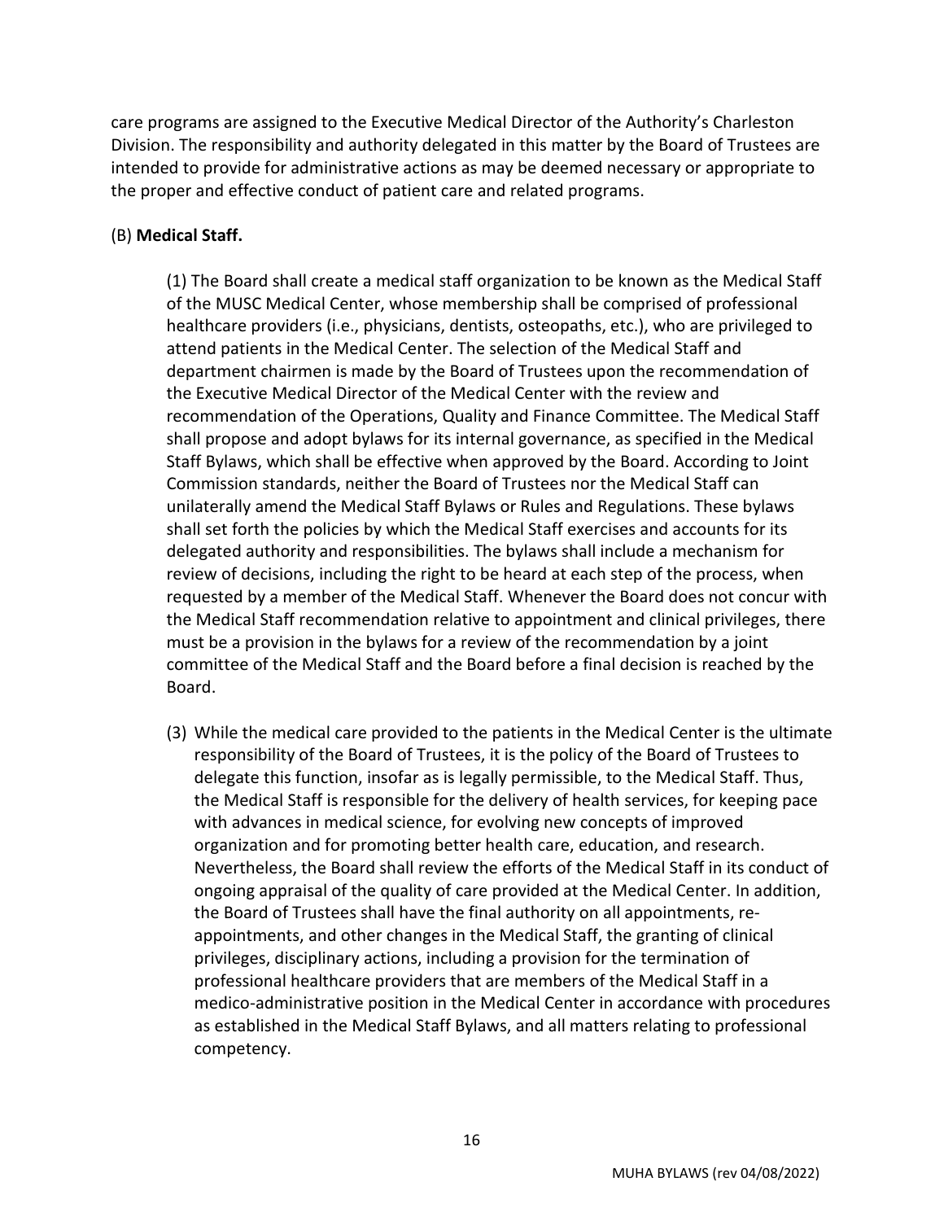care programs are assigned to the Executive Medical Director of the Authority's Charleston Division. The responsibility and authority delegated in this matter by the Board of Trustees are intended to provide for administrative actions as may be deemed necessary or appropriate to the proper and effective conduct of patient care and related programs.

(B) **Medical Staff.**

(1) The Board shall create a medical staff organization to be known as the Medical Staff of the MUSC Medical Center, whose membership shall be comprised of professional healthcare providers (i.e., physicians, dentists, osteopaths, etc.), who are privileged to attend patients in the Medical Center. The selection of the Medical Staff and department chairmen is made by the Board of Trustees upon the recommendation of the Executive Medical Director of the Medical Center with the review and recommendation of the Operations, Quality and Finance Committee. The Medical Staff shall propose and adopt bylaws for its internal governance, as specified in the Medical Staff Bylaws, which shall be effective when approved by the Board. According to Joint Commission standards, neither the Board of Trustees nor the Medical Staff can unilaterally amend the Medical Staff Bylaws or Rules and Regulations. These bylaws shall set forth the policies by which the Medical Staff exercises and accounts for its delegated authority and responsibilities. The bylaws shall include a mechanism for review of decisions, including the right to be heard at each step of the process, when requested by a member of the Medical Staff. Whenever the Board does not concur with the Medical Staff recommendation relative to appointment and clinical privileges, there must be a provision in the bylaws for a review of the recommendation by a joint committee of the Medical Staff and the Board before a final decision is reached by the Board.

(3) While the medical care provided to the patients in the Medical Center is the ultimate responsibility of the Board of Trustees, it is the policy of the Board of Trustees to delegate this function, insofar as is legally permissible, to the Medical Staff. Thus, the Medical Staff is responsible for the delivery of health services, for keeping pace with advances in medical science, for evolving new concepts of improved organization and for promoting better health care, education, and research. Nevertheless, the Board shall review the efforts of the Medical Staff in its conduct of ongoing appraisal of the quality of care provided at the Medical Center. In addition, the Board of Trustees shall have the final authority on all appointments, re-appointments, and other changes in the Medical Staff, the granting of clinical privileges, disciplinary actions, including a provision for the termination of professional healthcare providers that are members of the Medical Staff in a medico-administrative position in the Medical Center in accordance with procedures as established in the Medical Staff Bylaws, and all matters relating to professional competency.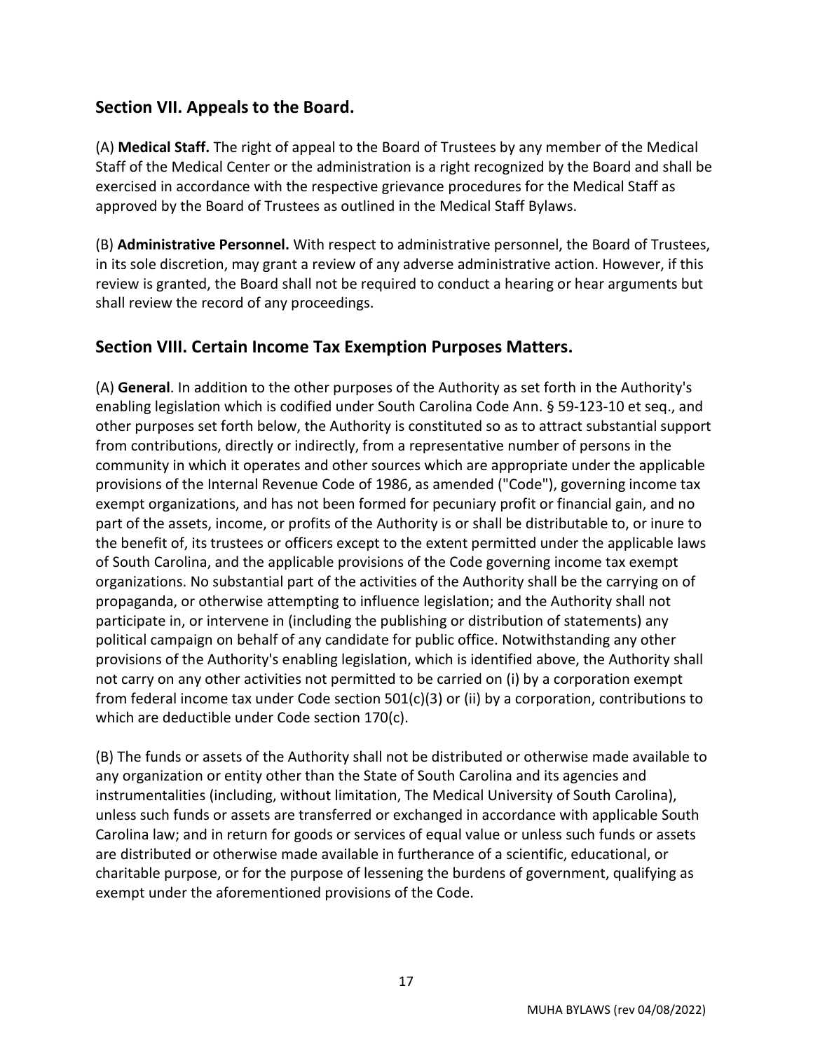## Section VII. Appeals to the Board.

(A) **Medical Staff.** The right of appeal to the Board of Trustees by any member of the Medical Staff of the Medical Center or the administration is a right recognized by the Board and shall be exercised in accordance with the respective grievance procedures for the Medical Staff as approved by the Board of Trustees as outlined in the Medical Staff Bylaws.

(B) **Administrative Personnel.** With respect to administrative personnel, the Board of Trustees, in its sole discretion, may grant a review of any adverse administrative action. However, if this review is granted, the Board shall not be required to conduct a hearing or hear arguments but shall review the record of any proceedings.

## Section VIII. Certain Income Tax Exemption Purposes Matters.

(A) **General**. In addition to the other purposes of the Authority as set forth in the Authority's enabling legislation which is codified under South Carolina Code Ann. § 59-123-10 et seq., and other purposes set forth below, the Authority is constituted so as to attract substantial support from contributions, directly or indirectly, from a representative number of persons in the community in which it operates and other sources which are appropriate under the applicable provisions of the Internal Revenue Code of 1986, as amended ("Code"), governing income tax exempt organizations, and has not been formed for pecuniary profit or financial gain, and no part of the assets, income, or profits of the Authority is or shall be distributable to, or inure to the benefit of, its trustees or officers except to the extent permitted under the applicable laws of South Carolina, and the applicable provisions of the Code governing income tax exempt organizations. No substantial part of the activities of the Authority shall be the carrying on of propaganda, or otherwise attempting to influence legislation; and the Authority shall not participate in, or intervene in (including the publishing or distribution of statements) any political campaign on behalf of any candidate for public office. Notwithstanding any other provisions of the Authority's enabling legislation, which is identified above, the Authority shall not carry on any other activities not permitted to be carried on (i) by a corporation exempt from federal income tax under Code section 501(c)(3) or (ii) by a corporation, contributions to which are deductible under Code section 170(c).

(B) The funds or assets of the Authority shall not be distributed or otherwise made available to any organization or entity other than the State of South Carolina and its agencies and instrumentalities (including, without limitation, The Medical University of South Carolina), unless such funds or assets are transferred or exchanged in accordance with applicable South Carolina law; and in return for goods or services of equal value or unless such funds or assets are distributed or otherwise made available in furtherance of a scientific, educational, or charitable purpose, or for the purpose of lessening the burdens of government, qualifying as exempt under the aforementioned provisions of the Code.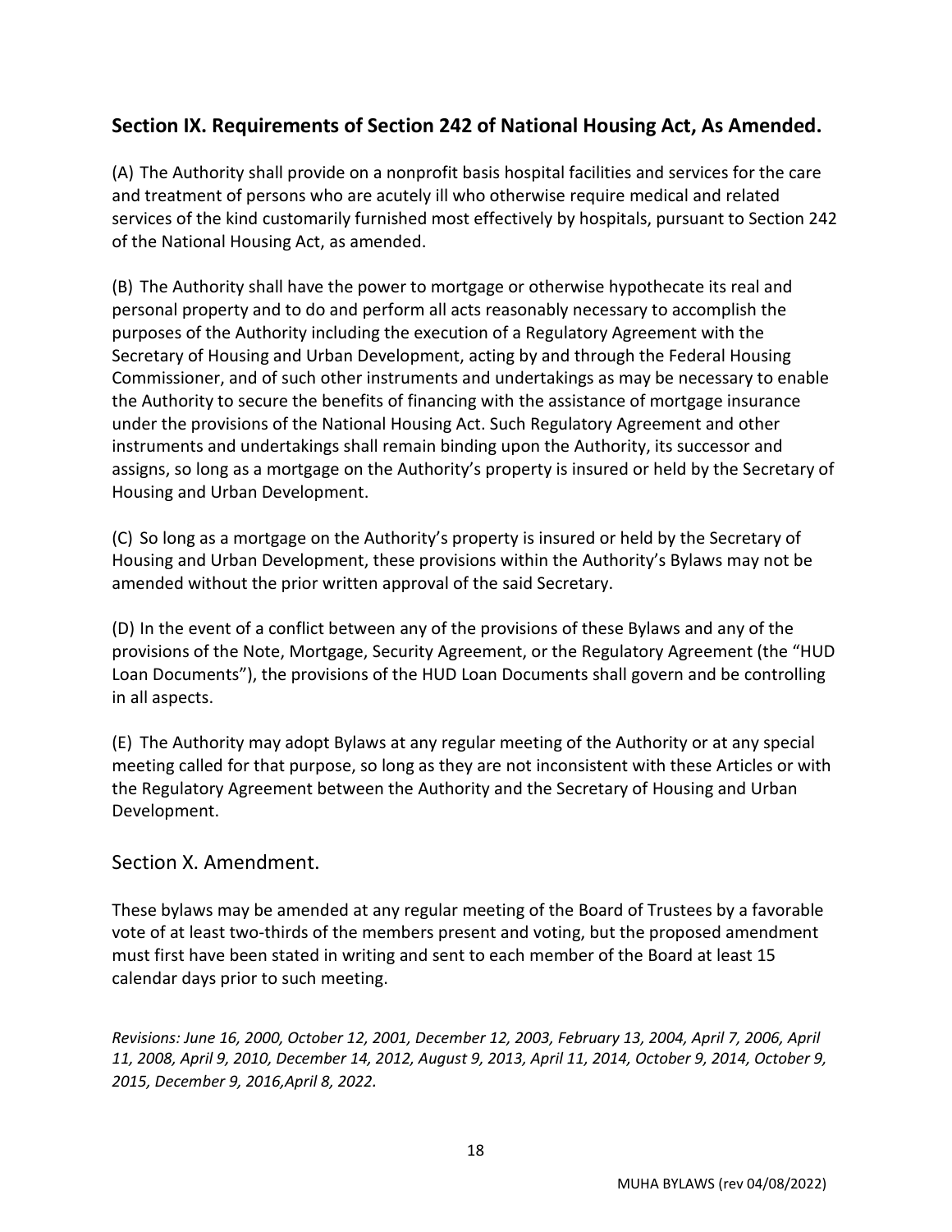## Section IX. Requirements of Section 242 of National Housing Act, As Amended.

(A) The Authority shall provide on a nonprofit basis hospital facilities and services for the care and treatment of persons who are acutely ill who otherwise require medical and related services of the kind customarily furnished most effectively by hospitals, pursuant to Section 242 of the National Housing Act, as amended.

(B) The Authority shall have the power to mortgage or otherwise hypothecate its real and personal property and to do and perform all acts reasonably necessary to accomplish the purposes of the Authority including the execution of a Regulatory Agreement with the Secretary of Housing and Urban Development, acting by and through the Federal Housing Commissioner, and of such other instruments and undertakings as may be necessary to enable the Authority to secure the benefits of financing with the assistance of mortgage insurance under the provisions of the National Housing Act. Such Regulatory Agreement and other instruments and undertakings shall remain binding upon the Authority, its successor and assigns, so long as a mortgage on the Authority's property is insured or held by the Secretary of Housing and Urban Development.

(C) So long as a mortgage on the Authority's property is insured or held by the Secretary of Housing and Urban Development, these provisions within the Authority's Bylaws may not be amended without the prior written approval of the said Secretary.

(D) In the event of a conflict between any of the provisions of these Bylaws and any of the provisions of the Note, Mortgage, Security Agreement, or the Regulatory Agreement (the "HUD Loan Documents"), the provisions of the HUD Loan Documents shall govern and be controlling in all aspects.

(E) The Authority may adopt Bylaws at any regular meeting of the Authority or at any special meeting called for that purpose, so long as they are not inconsistent with these Articles or with the Regulatory Agreement between the Authority and the Secretary of Housing and Urban Development.

## Section X. Amendment.

These bylaws may be amended at any regular meeting of the Board of Trustees by a favorable vote of at least two-thirds of the members present and voting, but the proposed amendment must first have been stated in writing and sent to each member of the Board at least 15 calendar days prior to such meeting.

*Revisions: June 16, 2000, October 12, 2001, December 12, 2003, February 13, 2004, April 7, 2006, April 11, 2008, April 9, 2010, December 14, 2012, August 9, 2013, April 11, 2014, October 9, 2014, October 9, 2015, December 9, 2016,April 8, 2022.*